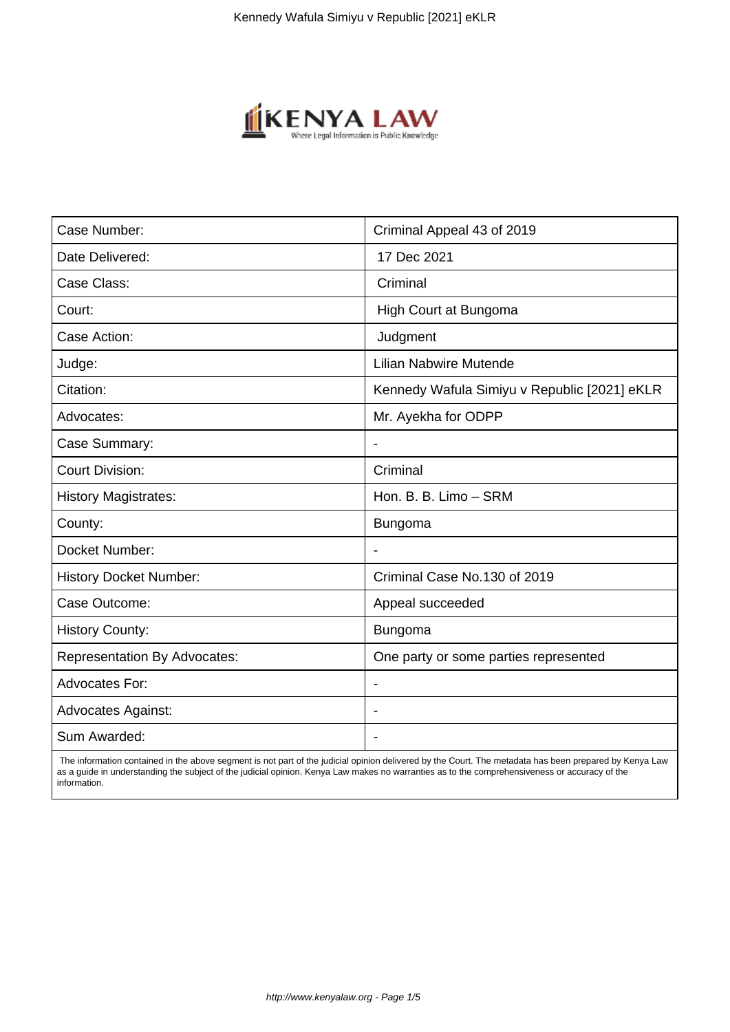| Case Number: | Criminal Appeal 43 of 2019 |
|---|---|
| Date Delivered: | 17 Dec 2021 |
| Case Class: | Criminal |
| Court: | High Court at Bungoma |
| Case Action: | Judgment |
| Judge: | Lilian Nabwire Mutende |
| Citation: | Kennedy Wafula Simiyu v Republic [2021] eKLR |
| Advocates: | Mr. Ayekha for ODPP |
| Case Summary: | - |
| Court Division: | Criminal |
| History Magistrates: | Hon. B. B. Limo – SRM |
| County: | Bungoma |
| Docket Number: | - |
| History Docket Number: | Criminal Case No.130 of 2019 |
| Case Outcome: | Appeal succeeded |
| History County: | Bungoma |
| Representation By Advocates: | One party or some parties represented |
| Advocates For: | - |
| Advocates Against: | - |
| Sum Awarded: | - |

The information contained in the above segment is not part of the judicial opinion delivered by the Court. The metadata has been prepared by Kenya Law as a guide in understanding the subject of the judicial opinion. Kenya Law makes no warranties as to the comprehensiveness or accuracy of the information.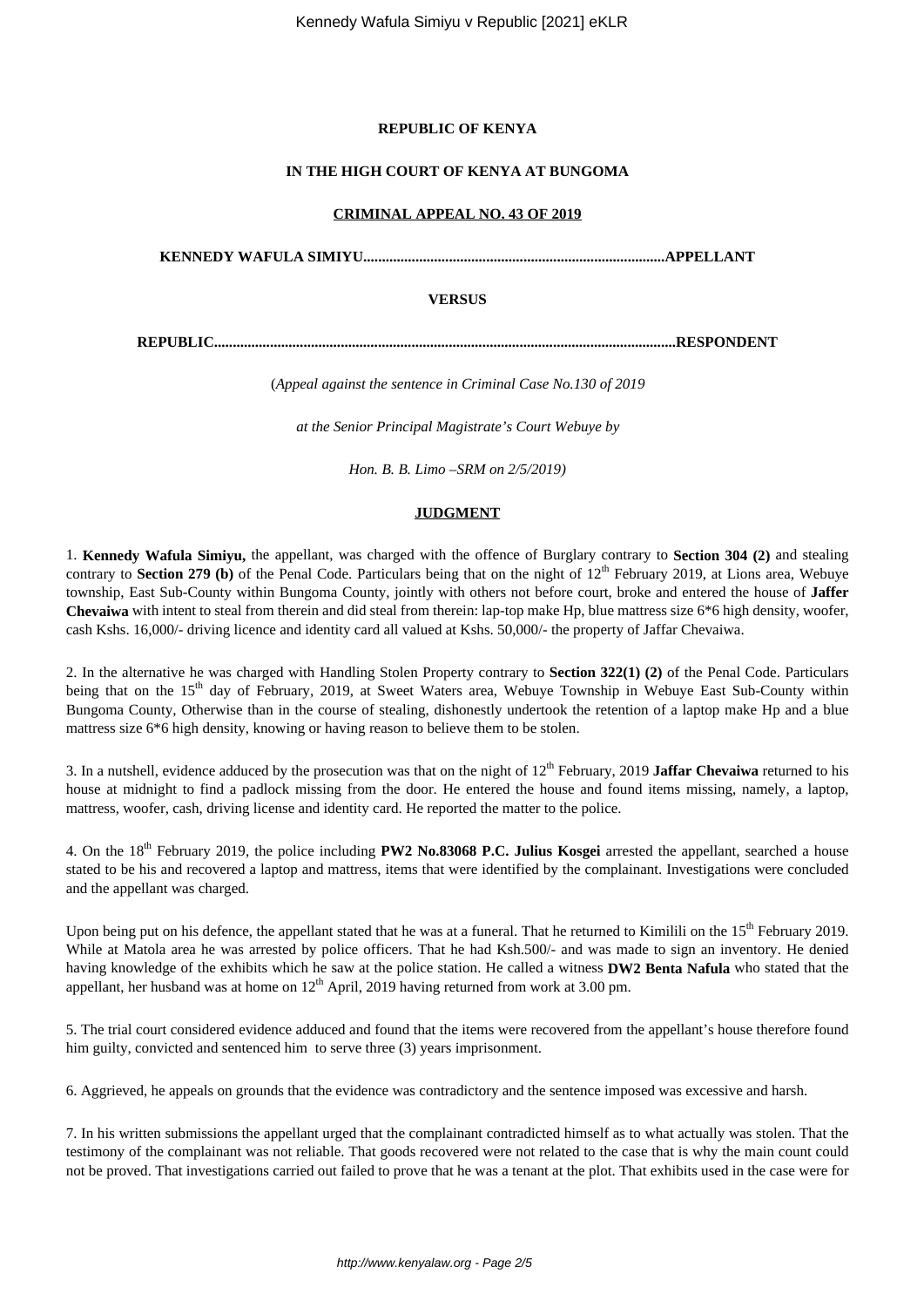**REPUBLIC OF KENYA**

**IN THE HIGH COURT OF KENYA AT BUNGOMA**

**CRIMINAL APPEAL NO. 43 OF 2019**

**KENNEDY WAFULA SIMIYU.................................................................................APPELLANT**

**VERSUS**

**REPUBLIC...........................................................................................................................RESPONDENT**

(*Appeal against the sentence in Criminal Case No.130 of 2019*

*at the Senior Principal Magistrate's Court Webuye by*

*Hon. B. B. Limo –SRM on 2/5/2019)*

**JUDGMENT**

1. **Kennedy Wafula Simiyu,** the appellant, was charged with the offence of Burglary contrary to **Section 304 (2)** and stealing contrary to **Section 279 (b)** of the Penal Code. Particulars being that on the night of 12th February 2019, at Lions area, Webuye township, East Sub-County within Bungoma County, jointly with others not before court, broke and entered the house of **Jaffer Chevaiwa** with intent to steal from therein and did steal from therein: lap-top make Hp, blue mattress size 6*6 high density, woofer, cash Kshs. 16,000/- driving licence and identity card all valued at Kshs. 50,000/- the property of Jaffar Chevaiwa.

2. In the alternative he was charged with Handling Stolen Property contrary to **Section 322(1) (2)** of the Penal Code. Particulars being that on the 15th day of February, 2019, at Sweet Waters area, Webuye Township in Webuye East Sub-County within Bungoma County, Otherwise than in the course of stealing, dishonestly undertook the retention of a laptop make Hp and a blue mattress size 6*6 high density, knowing or having reason to believe them to be stolen.

3. In a nutshell, evidence adduced by the prosecution was that on the night of 12th February, 2019 **Jaffar Chevaiwa** returned to his house at midnight to find a padlock missing from the door. He entered the house and found items missing, namely, a laptop, mattress, woofer, cash, driving license and identity card. He reported the matter to the police.

4. On the 18th February 2019, the police including **PW2 No.83068 P.C. Julius Kosgei** arrested the appellant, searched a house stated to be his and recovered a laptop and mattress, items that were identified by the complainant. Investigations were concluded and the appellant was charged.

Upon being put on his defence, the appellant stated that he was at a funeral. That he returned to Kimilili on the 15th February 2019. While at Matola area he was arrested by police officers. That he had Ksh.500/- and was made to sign an inventory. He denied having knowledge of the exhibits which he saw at the police station. He called a witness **DW2 Benta Nafula** who stated that the appellant, her husband was at home on 12th April, 2019 having returned from work at 3.00 pm.

5. The trial court considered evidence adduced and found that the items were recovered from the appellant's house therefore found him guilty, convicted and sentenced him to serve three (3) years imprisonment.

6. Aggrieved, he appeals on grounds that the evidence was contradictory and the sentence imposed was excessive and harsh.

7. In his written submissions the appellant urged that the complainant contradicted himself as to what actually was stolen. That the testimony of the complainant was not reliable. That goods recovered were not related to the case that is why the main count could not be proved. That investigations carried out failed to prove that he was a tenant at the plot. That exhibits used in the case were for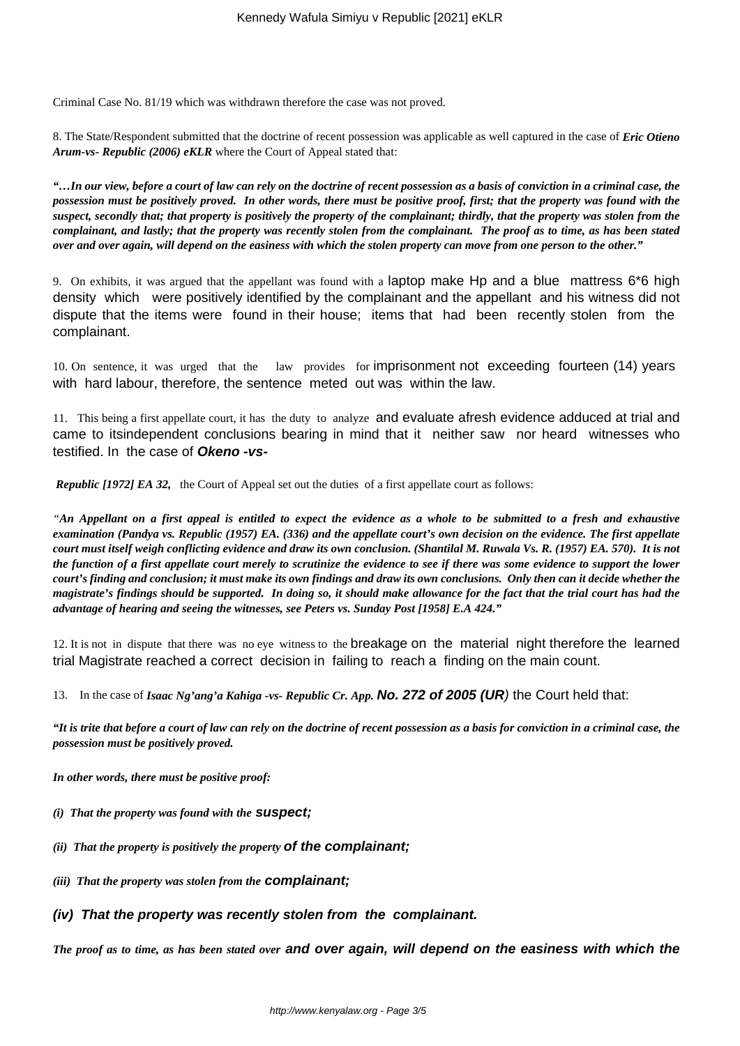Criminal Case No. 81/19 which was withdrawn therefore the case was not proved.

8. The State/Respondent submitted that the doctrine of recent possession was applicable as well captured in the case of ***Eric Otieno Arum-vs- Republic (2006) eKLR*** where the Court of Appeal stated that:

***"…In our view, before a court of law can rely on the doctrine of recent possession as a basis of conviction in a criminal case, the possession must be positively proved. In other words, there must be positive proof, first; that the property was found with the suspect, secondly that; that property is positively the property of the complainant; thirdly, that the property was stolen from the complainant, and lastly; that the property was recently stolen from the complainant. The proof as to time, as has been stated over and over again, will depend on the easiness with which the stolen property can move from one person to the other."***

9. On exhibits, it was argued that the appellant was found with a laptop make Hp and a blue mattress 6*6 high density which were positively identified by the complainant and the appellant and his witness did not dispute that the items were found in their house; items that had been recently stolen from the complainant.

10. On sentence, it was urged that the law provides for imprisonment not exceeding fourteen (14) years with hard labour, therefore, the sentence meted out was within the law.

11. This being a first appellate court, it has the duty to analyze and evaluate afresh evidence adduced at trial and came to itsindependent conclusions bearing in mind that it neither saw nor heard witnesses who testified. In the case of ***Okeno -vs- Republic [1972] EA 32,*** the Court of Appeal set out the duties of a first appellate court as follows:

*"**An Appellant on a first appeal is entitled to expect the evidence as a whole to be submitted to a fresh and exhaustive examination (Pandya vs. Republic (1957) EA. (336) and the appellate court's own decision on the evidence. The first appellate court must itself weigh conflicting evidence and draw its own conclusion. (Shantilal M. Ruwala Vs. R. (1957) EA. 570). It is not the function of a first appellate court merely to scrutinize the evidence to see if there was some evidence to support the lower court's finding and conclusion; it must make its own findings and draw its own conclusions. Only then can it decide whether the magistrate's findings should be supported. In doing so, it should make allowance for the fact that the trial court has had the advantage of hearing and seeing the witnesses, see Peters vs. Sunday Post [1958] E.A 424."***

12. It is not in dispute that there was no eye witness to the breakage on the material night therefore the learned trial Magistrate reached a correct decision in failing to reach a finding on the main count.

13. In the case of ***Isaac Ng'ang'a Kahiga -vs- Republic Cr. App. No. 272 of 2005 (UR)*** the Court held that:

***"It is trite that before a court of law can rely on the doctrine of recent possession as a basis for conviction in a criminal case, the possession must be positively proved.***

***In other words, there must be positive proof:***

***(i) That the property was found with the suspect;***

***(ii) That the property is positively the property of the complainant;***

***(iii) That the property was stolen from the complainant;***

***(iv) That the property was recently stolen from the complainant.***

***The proof as to time, as has been stated over and over again, will depend on the easiness with which the***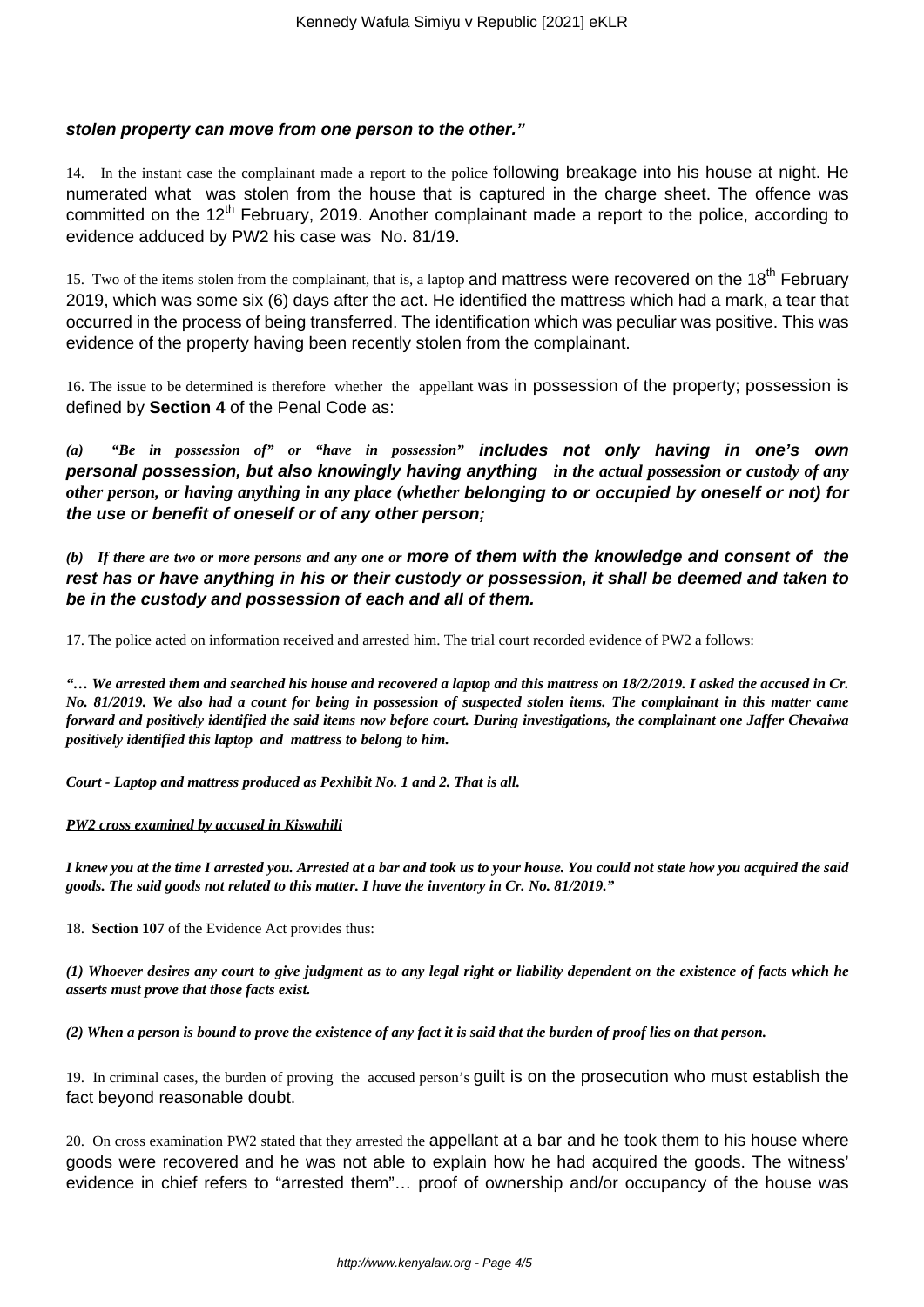**stolen property can move from one person to the other."**

14. In the instant case the complainant made a report to the police following breakage into his house at night. He numerated what was stolen from the house that is captured in the charge sheet. The offence was committed on the 12th February, 2019. Another complainant made a report to the police, according to evidence adduced by PW2 his case was No. 81/19.

15. Two of the items stolen from the complainant, that is, a laptop and mattress were recovered on the 18th February 2019, which was some six (6) days after the act. He identified the mattress which had a mark, a tear that occurred in the process of being transferred. The identification which was peculiar was positive. This was evidence of the property having been recently stolen from the complainant.

16. The issue to be determined is therefore whether the appellant was in possession of the property; possession is defined by **Section 4** of the Penal Code as:

***(a) "Be in possession of" or "have in possession" includes not only having in one's own personal possession, but also knowingly having anything in the actual possession or custody of any other person, or having anything in any place (whether belonging to or occupied by oneself or not) for the use or benefit of oneself or of any other person;***

***(b) If there are two or more persons and any one or more of them with the knowledge and consent of the rest has or have anything in his or their custody or possession, it shall be deemed and taken to be in the custody and possession of each and all of them.***

17. The police acted on information received and arrested him. The trial court recorded evidence of PW2 a follows:

***"… We arrested them and searched his house and recovered a laptop and this mattress on 18/2/2019. I asked the accused in Cr. No. 81/2019. We also had a count for being in possession of suspected stolen items. The complainant in this matter came forward and positively identified the said items now before court. During investigations, the complainant one Jaffer Chevaiwa positively identified this laptop and mattress to belong to him.***

***Court - Laptop and mattress produced as Pexhibit No. 1 and 2. That is all.***

***PW2 cross examined by accused in Kiswahili***

***I knew you at the time I arrested you. Arrested at a bar and took us to your house. You could not state how you acquired the said goods. The said goods not related to this matter. I have the inventory in Cr. No. 81/2019."***

18. **Section 107** of the Evidence Act provides thus:

***(1) Whoever desires any court to give judgment as to any legal right or liability dependent on the existence of facts which he asserts must prove that those facts exist.***

***(2) When a person is bound to prove the existence of any fact it is said that the burden of proof lies on that person.***

19. In criminal cases, the burden of proving the accused person's guilt is on the prosecution who must establish the fact beyond reasonable doubt.

20. On cross examination PW2 stated that they arrested the appellant at a bar and he took them to his house where goods were recovered and he was not able to explain how he had acquired the goods. The witness' evidence in chief refers to "arrested them"… proof of ownership and/or occupancy of the house was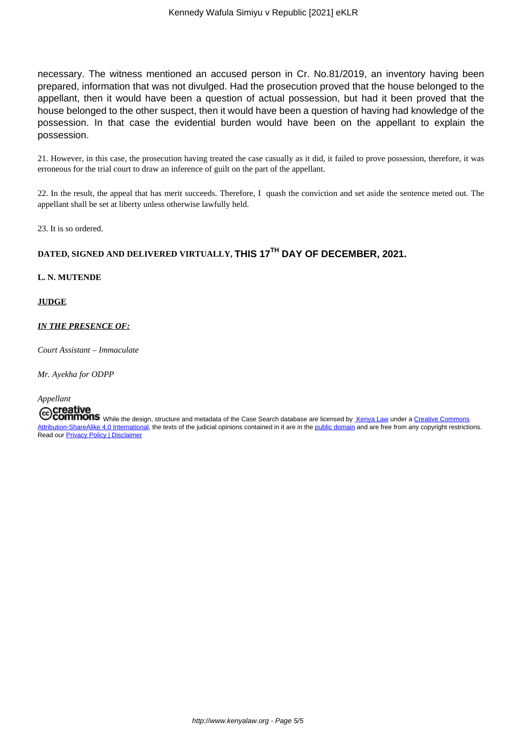necessary. The witness mentioned an accused person in Cr. No.81/2019, an inventory having been prepared, information that was not divulged. Had the prosecution proved that the house belonged to the appellant, then it would have been a question of actual possession, but had it been proved that the house belonged to the other suspect, then it would have been a question of having had knowledge of the possession. In that case the evidential burden would have been on the appellant to explain the possession.

21. However, in this case, the prosecution having treated the case casually as it did, it failed to prove possession, therefore, it was erroneous for the trial court to draw an inference of guilt on the part of the appellant.

22. In the result, the appeal that has merit succeeds. Therefore, I quash the conviction and set aside the sentence meted out. The appellant shall be set at liberty unless otherwise lawfully held.

23. It is so ordered.

**DATED, SIGNED AND DELIVERED VIRTUALLY, THIS 17TH DAY OF DECEMBER, 2021.**

**L. N. MUTENDE**

**JUDGE**

***IN THE PRESENCE OF:***

*Court Assistant – Immaculate*

*Mr. Ayekha for ODPP*

*Appellant*

While the design, structure and metadata of the Case Search database are licensed by Kenya Law under a Creative Commons Attribution-ShareAlike 4.0 International, the texts of the judicial opinions contained in it are in the public domain and are free from any copyright restrictions. Read our Privacy Policy | Disclaimer